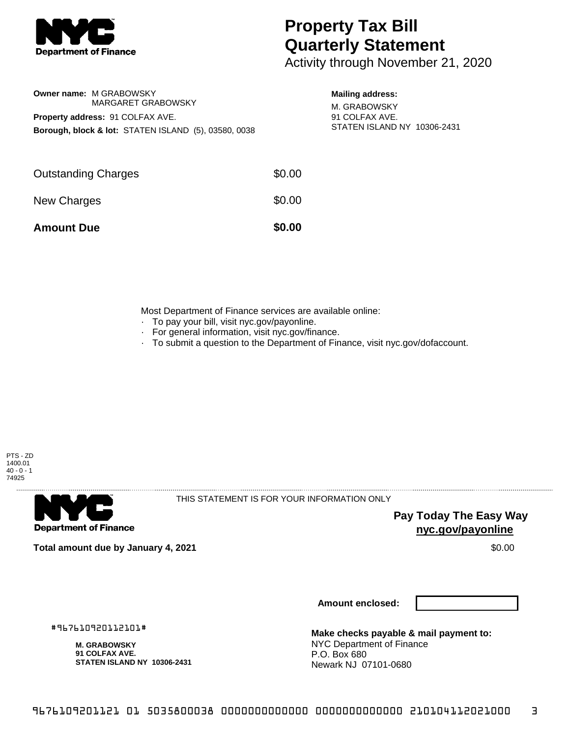Department of Finance

# Property Tax Bill Quarterly Statement

Activity through November 21, 2020

**Owner name:** M GRABOWSKY
MARGARET GRABOWSKY

**Property address:** 91 COLFAX AVE.

**Borough, block & lot:** STATEN ISLAND (5), 03580, 0038

**Mailing address:**

M. GRABOWSKY
91 COLFAX AVE.
STATEN ISLAND NY 10306-2431

| | |
|---|---|
| Outstanding Charges | $0.00 |
| New Charges | $0.00 |
| **Amount Due** | **$0.00** |

Most Department of Finance services are available online:

- To pay your bill, visit nyc.gov/payonline.
- For general information, visit nyc.gov/finance.
- To submit a question to the Department of Finance, visit nyc.gov/dofaccount.

PTS - ZD
1400.01
40 - 0 - 1
74925

Department of Finance

THIS STATEMENT IS FOR YOUR INFORMATION ONLY

**Pay Today The Easy Way**
**nyc.gov/payonline**

**Total amount due by January 4, 2021** $0.00

**Amount enclosed:**

#967610920112101#

**M. GRABOWSKY**
**91 COLFAX AVE.**
**STATEN ISLAND NY 10306-2431**

**Make checks payable & mail payment to:**
NYC Department of Finance
P.O. Box 680
Newark NJ 07101-0680

9676109201121 01 5035800038 0000000000000 0000000000000 210104112021000 3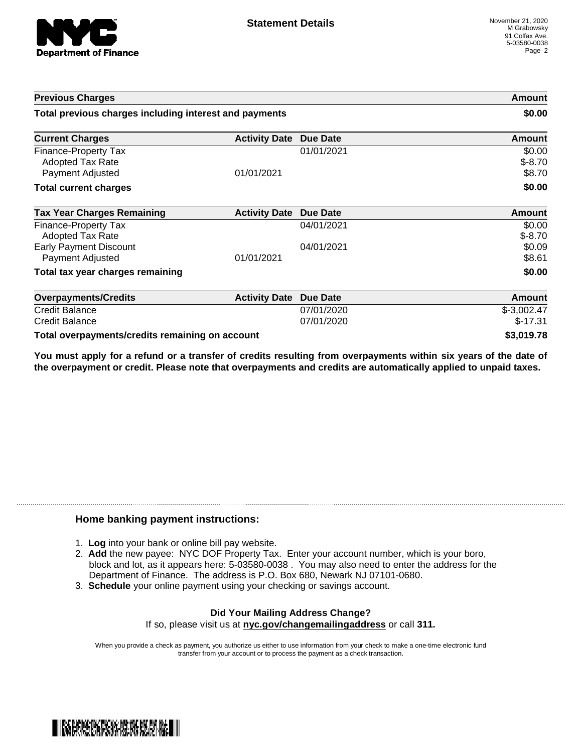**Statement Details**

November 21, 2020
M Grabowsky
91 Colfax Ave.
5-03580-0038

| Previous Charges | | | Amount |
|---|---|---|---|
| **Total previous charges including interest and payments** | | | **$0.00** |

| Current Charges | Activity Date | Due Date | Amount |
|---|---|---|---|
| Finance-Property Tax | | 01/01/2021 | $0.00 |
| Adopted Tax Rate | | | $-8.70 |
| Payment Adjusted | 01/01/2021 | | $8.70 |
| **Total current charges** | | | **$0.00** |

| Tax Year Charges Remaining | Activity Date | Due Date | Amount |
|---|---|---|---|
| Finance-Property Tax | | 04/01/2021 | $0.00 |
| Adopted Tax Rate | | | $-8.70 |
| Early Payment Discount | | 04/01/2021 | $0.09 |
| Payment Adjusted | 01/01/2021 | | $8.61 |
| **Total tax year charges remaining** | | | **$0.00** |

| Overpayments/Credits | Activity Date | Due Date | Amount |
|---|---|---|---|
| Credit Balance | | 07/01/2020 | $-3,002.47 |
| Credit Balance | | 07/01/2020 | $-17.31 |
| **Total overpayments/credits remaining on account** | | | **$3,019.78** |

**You must apply for a refund or a transfer of credits resulting from overpayments within six years of the date of the overpayment or credit. Please note that overpayments and credits are automatically applied to unpaid taxes.**

## Home banking payment instructions:

1. **Log** into your bank or online bill pay website.
2. **Add** the new payee: NYC DOF Property Tax. Enter your account number, which is your boro, block and lot, as it appears here: 5-03580-0038 . You may also need to enter the address for the Department of Finance. The address is P.O. Box 680, Newark NJ 07101-0680.
3. **Schedule** your online payment using your checking or savings account.

**Did Your Mailing Address Change?**
If so, please visit us at **nyc.gov/changemailingaddress** or call **311.**

When you provide a check as payment, you authorize us either to use information from your check to make a one-time electronic fund transfer from your account or to process the payment as a check transaction.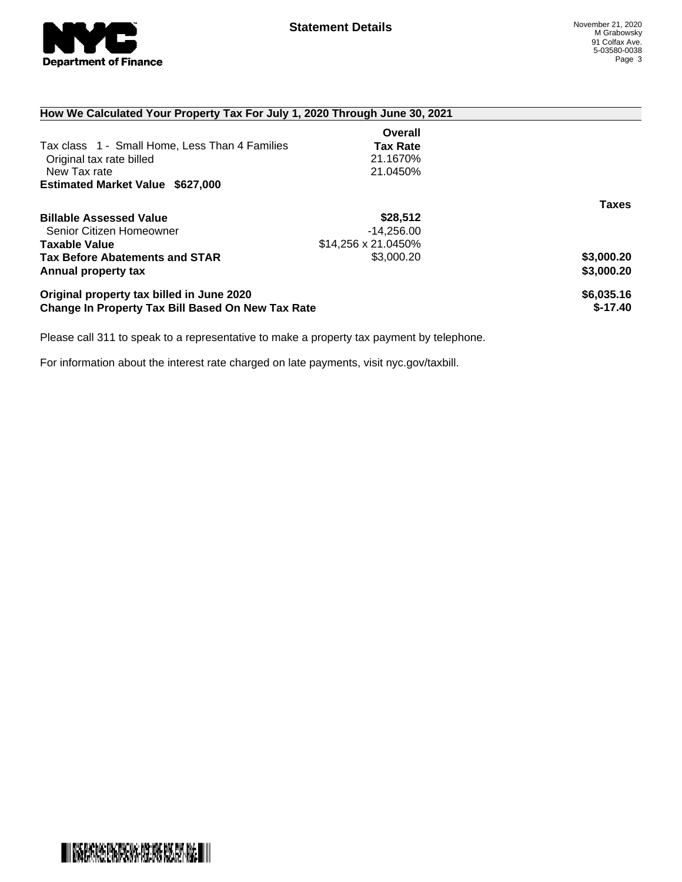**Statement Details**

November 21, 2020
M Grabowsky
91 Colfax Ave.
5-03580-0038

## How We Calculated Your Property Tax For July 1, 2020 Through June 30, 2021

| | Overall Tax Rate | |
|---|---|---|
| Tax class 1 - Small Home, Less Than 4 Families | | |
| Original tax rate billed | 21.1670% | |
| New Tax rate | 21.0450% | |
| **Estimated Market Value $627,000** | | |
| | | **Taxes** |
| **Billable Assessed Value** | **$28,512** | |
| Senior Citizen Homeowner | -14,256.00 | |
| **Taxable Value** | $14,256 x 21.0450% | |
| **Tax Before Abatements and STAR** | $3,000.20 | **$3,000.20** |
| **Annual property tax** | | **$3,000.20** |
| **Original property tax billed in June 2020** | | **$6,035.16** |
| **Change In Property Tax Bill Based On New Tax Rate** | | **$-17.40** |

Please call 311 to speak to a representative to make a property tax payment by telephone.

For information about the interest rate charged on late payments, visit nyc.gov/taxbill.